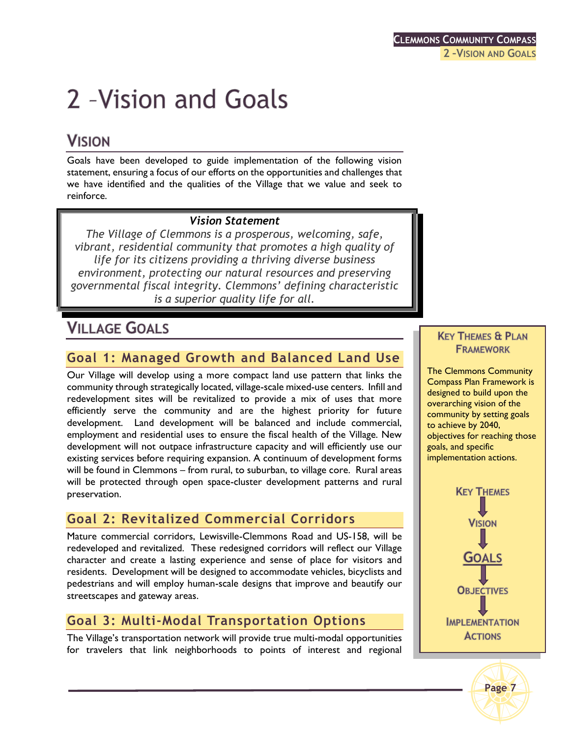# 2 –Vision and Goals

## Vision

Goals have been developed to guide implementation of the following vision statement, ensuring a focus of our efforts on the opportunities and challenges that we have identified and the qualities of the Village that we value and seek to reinforce.

> ***Vision Statement***
>
> *The Village of Clemmons is a prosperous, welcoming, safe, vibrant, residential community that promotes a high quality of life for its citizens providing a thriving diverse business environment, protecting our natural resources and preserving governmental fiscal integrity. Clemmons' defining characteristic is a superior quality life for all.*

## Village Goals

### Goal 1: Managed Growth and Balanced Land Use

Our Village will develop using a more compact land use pattern that links the community through strategically located, village-scale mixed-use centers. Infill and redevelopment sites will be revitalized to provide a mix of uses that more efficiently serve the community and are the highest priority for future development. Land development will be balanced and include commercial, employment and residential uses to ensure the fiscal health of the Village. New development will not outpace infrastructure capacity and will efficiently use our existing services before requiring expansion. A continuum of development forms will be found in Clemmons – from rural, to suburban, to village core. Rural areas will be protected through open space-cluster development patterns and rural preservation.

### Goal 2: Revitalized Commercial Corridors

Mature commercial corridors, Lewisville-Clemmons Road and US-158, will be redeveloped and revitalized. These redesigned corridors will reflect our Village character and create a lasting experience and sense of place for visitors and residents. Development will be designed to accommodate vehicles, bicyclists and pedestrians and will employ human-scale designs that improve and beautify our streetscapes and gateway areas.

### Goal 3: Multi-Modal Transportation Options

The Village's transportation network will provide true multi-modal opportunities for travelers that link neighborhoods to points of interest and regional

> **Key Themes & Plan Framework**
>
> The Clemmons Community Compass Plan Framework is designed to build upon the overarching vision of the community by setting goals to achieve by 2040, objectives for reaching those goals, and specific implementation actions.
>
> Key Themes
> ↓
> Vision
> ↓
> **Goals**
> ↓
> Objectives
> ↓
> Implementation Actions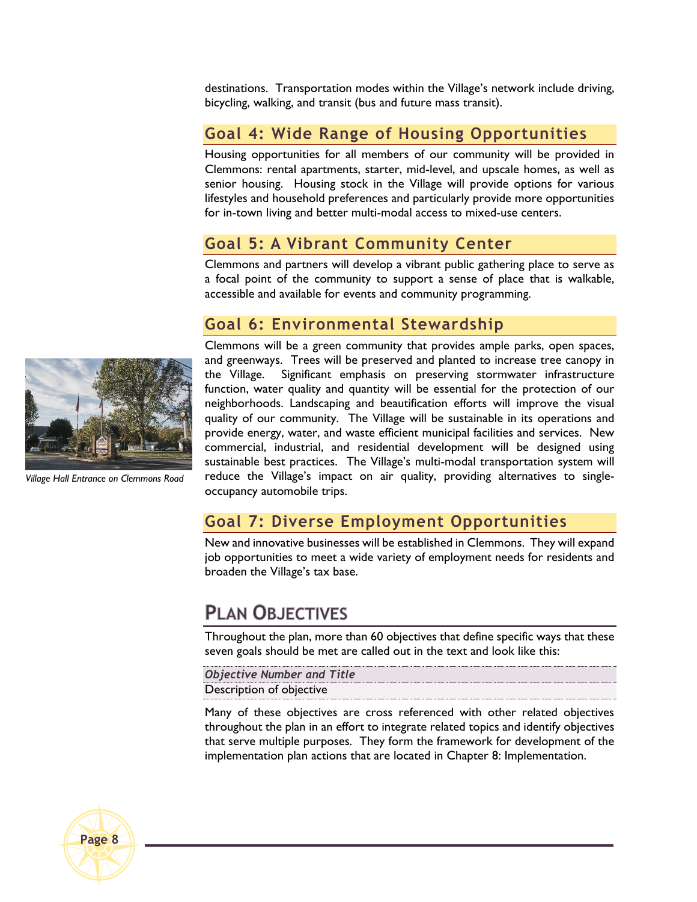destinations. Transportation modes within the Village's network include driving, bicycling, walking, and transit (bus and future mass transit).

## Goal 4: Wide Range of Housing Opportunities

Housing opportunities for all members of our community will be provided in Clemmons: rental apartments, starter, mid-level, and upscale homes, as well as senior housing. Housing stock in the Village will provide options for various lifestyles and household preferences and particularly provide more opportunities for in-town living and better multi-modal access to mixed-use centers.

## Goal 5: A Vibrant Community Center

Clemmons and partners will develop a vibrant public gathering place to serve as a focal point of the community to support a sense of place that is walkable, accessible and available for events and community programming.

## Goal 6: Environmental Stewardship

Clemmons will be a green community that provides ample parks, open spaces, and greenways. Trees will be preserved and planted to increase tree canopy in the Village. Significant emphasis on preserving stormwater infrastructure function, water quality and quantity will be essential for the protection of our neighborhoods. Landscaping and beautification efforts will improve the visual quality of our community. The Village will be sustainable in its operations and provide energy, water, and waste efficient municipal facilities and services. New commercial, industrial, and residential development will be designed using sustainable best practices. The Village's multi-modal transportation system will reduce the Village's impact on air quality, providing alternatives to single-occupancy automobile trips.

*Village Hall Entrance on Clemmons Road*

## Goal 7: Diverse Employment Opportunities

New and innovative businesses will be established in Clemmons. They will expand job opportunities to meet a wide variety of employment needs for residents and broaden the Village's tax base.

# Plan Objectives

Throughout the plan, more than 60 objectives that define specific ways that these seven goals should be met are called out in the text and look like this:

| *Objective Number and Title* |
| --- |
| Description of objective |

Many of these objectives are cross referenced with other related objectives throughout the plan in an effort to integrate related topics and identify objectives that serve multiple purposes. They form the framework for development of the implementation plan actions that are located in Chapter 8: Implementation.